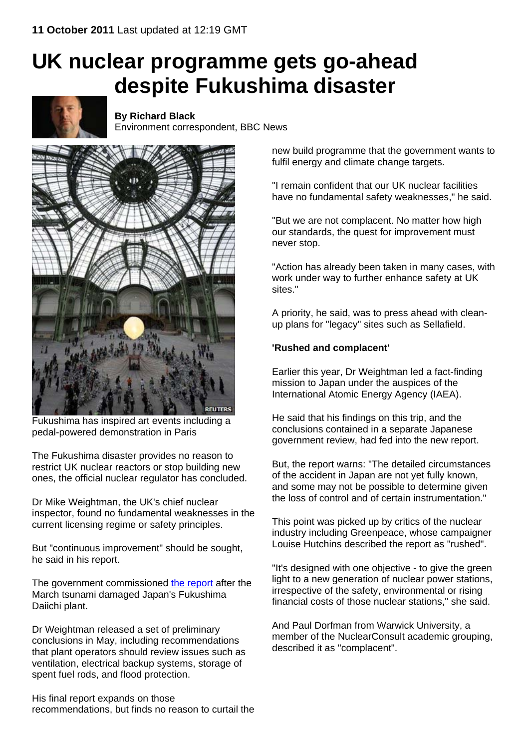**11 October 2011** Last updated at 12:19 GMT

# UK nuclear programme gets go-ahead despite Fukushima disaster

**By Richard Black**
Environment correspondent, BBC News

Fukushima has inspired art events including a pedal-powered demonstration in Paris

The Fukushima disaster provides no reason to restrict UK nuclear reactors or stop building new ones, the official nuclear regulator has concluded.

Dr Mike Weightman, the UK's chief nuclear inspector, found no fundamental weaknesses in the current licensing regime or safety principles.

But "continuous improvement" should be sought, he said in his report.

The government commissioned [the report] after the March tsunami damaged Japan's Fukushima Daiichi plant.

Dr Weightman released a set of preliminary conclusions in May, including recommendations that plant operators should review issues such as ventilation, electrical backup systems, storage of spent fuel rods, and flood protection.

His final report expands on those recommendations, but finds no reason to curtail the new build programme that the government wants to fulfil energy and climate change targets.

"I remain confident that our UK nuclear facilities have no fundamental safety weaknesses," he said.

"But we are not complacent. No matter how high our standards, the quest for improvement must never stop.

"Action has already been taken in many cases, with work under way to further enhance safety at UK sites."

A priority, he said, was to press ahead with clean-up plans for "legacy" sites such as Sellafield.

**'Rushed and complacent'**

Earlier this year, Dr Weightman led a fact-finding mission to Japan under the auspices of the International Atomic Energy Agency (IAEA).

He said that his findings on this trip, and the conclusions contained in a separate Japanese government review, had fed into the new report.

But, the report warns: "The detailed circumstances of the accident in Japan are not yet fully known, and some may not be possible to determine given the loss of control and of certain instrumentation."

This point was picked up by critics of the nuclear industry including Greenpeace, whose campaigner Louise Hutchins described the report as "rushed".

"It's designed with one objective - to give the green light to a new generation of nuclear power stations, irrespective of the safety, environmental or rising financial costs of those nuclear stations," she said.

And Paul Dorfman from Warwick University, a member of the NuclearConsult academic grouping, described it as "complacent".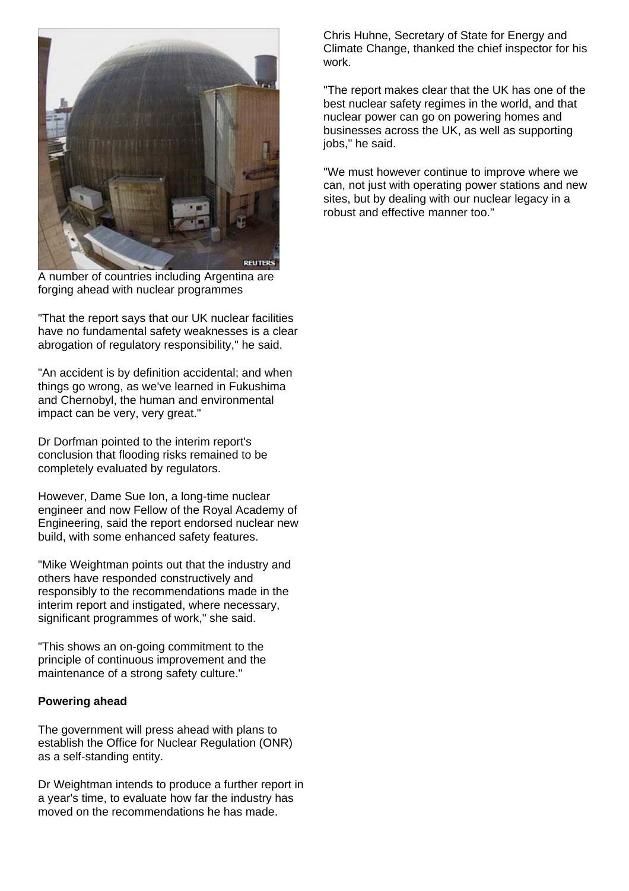A number of countries including Argentina are forging ahead with nuclear programmes

"That the report says that our UK nuclear facilities have no fundamental safety weaknesses is a clear abrogation of regulatory responsibility," he said.

"An accident is by definition accidental; and when things go wrong, as we've learned in Fukushima and Chernobyl, the human and environmental impact can be very, very great."

Dr Dorfman pointed to the interim report's conclusion that flooding risks remained to be completely evaluated by regulators.

However, Dame Sue Ion, a long-time nuclear engineer and now Fellow of the Royal Academy of Engineering, said the report endorsed nuclear new build, with some enhanced safety features.

"Mike Weightman points out that the industry and others have responded constructively and responsibly to the recommendations made in the interim report and instigated, where necessary, significant programmes of work," she said.

"This shows an on-going commitment to the principle of continuous improvement and the maintenance of a strong safety culture."

**Powering ahead**

The government will press ahead with plans to establish the Office for Nuclear Regulation (ONR) as a self-standing entity.

Dr Weightman intends to produce a further report in a year's time, to evaluate how far the industry has moved on the recommendations he has made.

Chris Huhne, Secretary of State for Energy and Climate Change, thanked the chief inspector for his work.

"The report makes clear that the UK has one of the best nuclear safety regimes in the world, and that nuclear power can go on powering homes and businesses across the UK, as well as supporting jobs," he said.

"We must however continue to improve where we can, not just with operating power stations and new sites, but by dealing with our nuclear legacy in a robust and effective manner too."